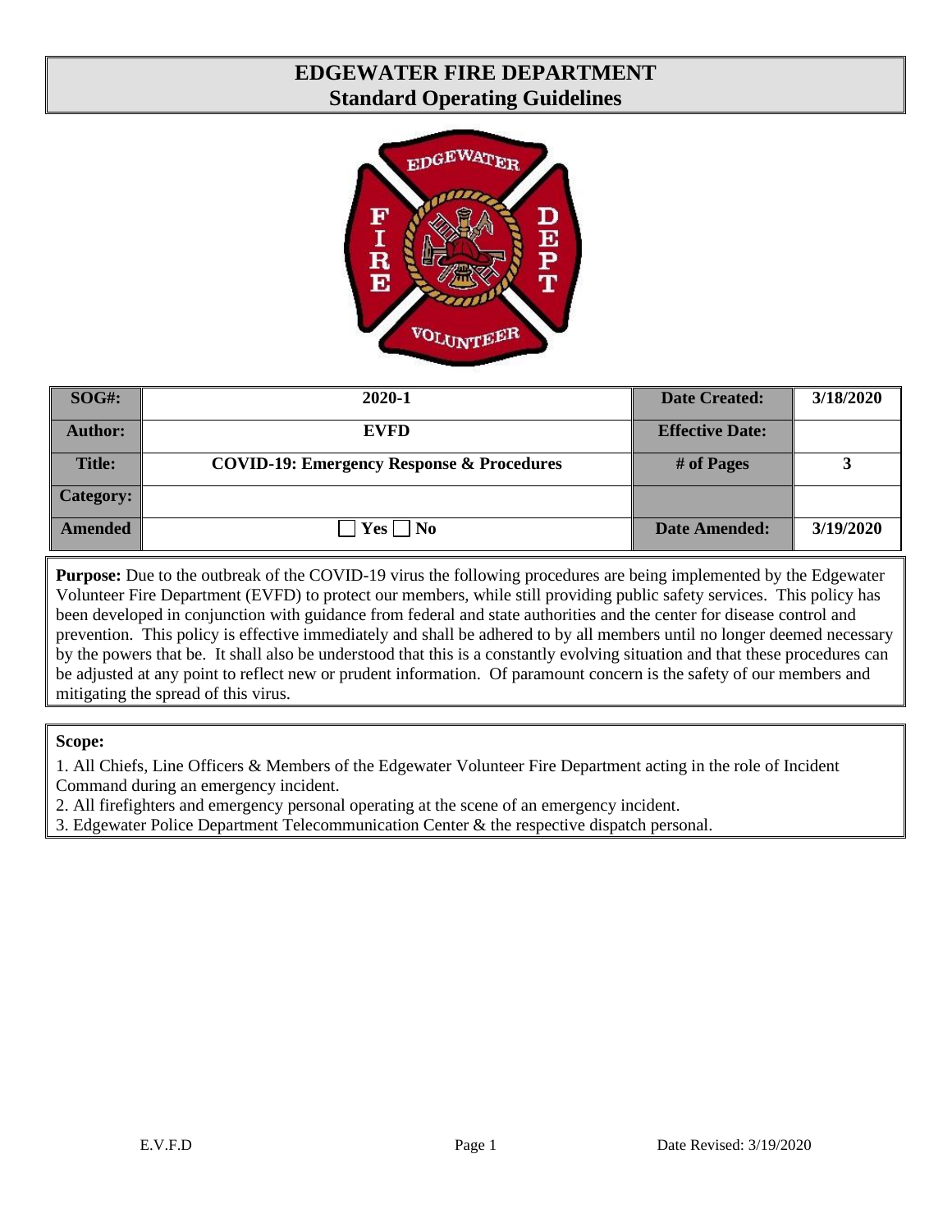# EDGEWATER FIRE DEPARTMENT
## Standard Operating Guidelines

| SOG#: | 2020-1 | Date Created: | 3/18/2020 |
|---|---|---|---|
| Author: | EVFD | Effective Date: | |
| Title: | COVID-19: Emergency Response & Procedures | # of Pages | 3 |
| Category: | | | |
| Amended | ☐ Yes ☐ No | Date Amended: | 3/19/2020 |

**Purpose:** Due to the outbreak of the COVID-19 virus the following procedures are being implemented by the Edgewater Volunteer Fire Department (EVFD) to protect our members, while still providing public safety services. This policy has been developed in conjunction with guidance from federal and state authorities and the center for disease control and prevention. This policy is effective immediately and shall be adhered to by all members until no longer deemed necessary by the powers that be. It shall also be understood that this is a constantly evolving situation and that these procedures can be adjusted at any point to reflect new or prudent information. Of paramount concern is the safety of our members and mitigating the spread of this virus.

**Scope:**

1. All Chiefs, Line Officers & Members of the Edgewater Volunteer Fire Department acting in the role of Incident Command during an emergency incident.
2. All firefighters and emergency personal operating at the scene of an emergency incident.
3. Edgewater Police Department Telecommunication Center & the respective dispatch personal.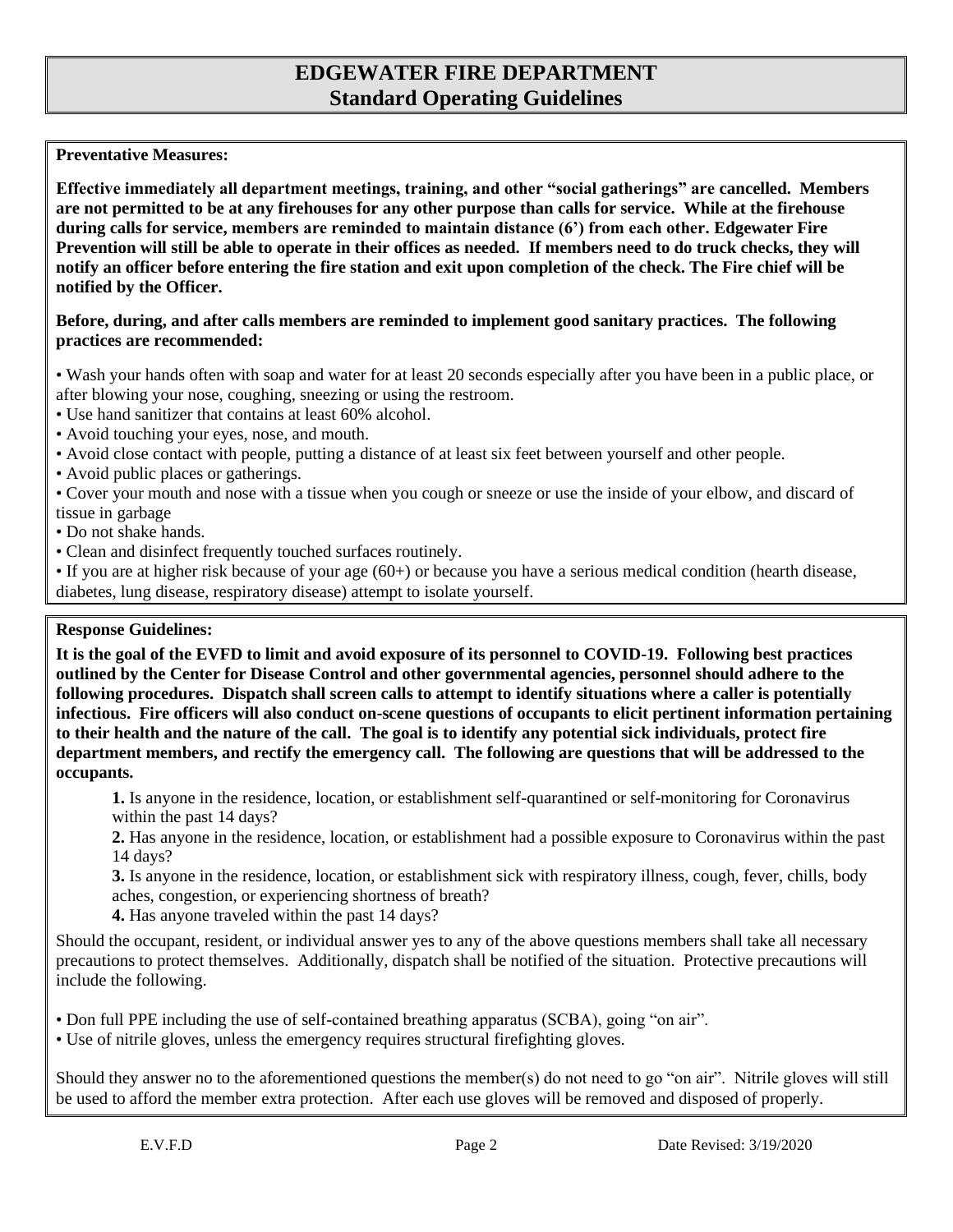# EDGEWATER FIRE DEPARTMENT
## Standard Operating Guidelines

**Preventative Measures:**

**Effective immediately all department meetings, training, and other "social gatherings" are cancelled. Members are not permitted to be at any firehouses for any other purpose than calls for service. While at the firehouse during calls for service, members are reminded to maintain distance (6') from each other. Edgewater Fire Prevention will still be able to operate in their offices as needed. If members need to do truck checks, they will notify an officer before entering the fire station and exit upon completion of the check. The Fire chief will be notified by the Officer.**

**Before, during, and after calls members are reminded to implement good sanitary practices. The following practices are recommended:**

- Wash your hands often with soap and water for at least 20 seconds especially after you have been in a public place, or after blowing your nose, coughing, sneezing or using the restroom.
- Use hand sanitizer that contains at least 60% alcohol.
- Avoid touching your eyes, nose, and mouth.
- Avoid close contact with people, putting a distance of at least six feet between yourself and other people.
- Avoid public places or gatherings.
- Cover your mouth and nose with a tissue when you cough or sneeze or use the inside of your elbow, and discard of tissue in garbage
- Do not shake hands.
- Clean and disinfect frequently touched surfaces routinely.
- If you are at higher risk because of your age (60+) or because you have a serious medical condition (hearth disease, diabetes, lung disease, respiratory disease) attempt to isolate yourself.

**Response Guidelines:**

**It is the goal of the EVFD to limit and avoid exposure of its personnel to COVID-19. Following best practices outlined by the Center for Disease Control and other governmental agencies, personnel should adhere to the following procedures. Dispatch shall screen calls to attempt to identify situations where a caller is potentially infectious. Fire officers will also conduct on-scene questions of occupants to elicit pertinent information pertaining to their health and the nature of the call. The goal is to identify any potential sick individuals, protect fire department members, and rectify the emergency call. The following are questions that will be addressed to the occupants.**

**1.** Is anyone in the residence, location, or establishment self-quarantined or self-monitoring for Coronavirus within the past 14 days?

**2.** Has anyone in the residence, location, or establishment had a possible exposure to Coronavirus within the past 14 days?

**3.** Is anyone in the residence, location, or establishment sick with respiratory illness, cough, fever, chills, body aches, congestion, or experiencing shortness of breath?

**4.** Has anyone traveled within the past 14 days?

Should the occupant, resident, or individual answer yes to any of the above questions members shall take all necessary precautions to protect themselves. Additionally, dispatch shall be notified of the situation. Protective precautions will include the following.

- Don full PPE including the use of self-contained breathing apparatus (SCBA), going "on air".
- Use of nitrile gloves, unless the emergency requires structural firefighting gloves.

Should they answer no to the aforementioned questions the member(s) do not need to go "on air". Nitrile gloves will still be used to afford the member extra protection. After each use gloves will be removed and disposed of properly.

E.V.F.D Date Revised: 3/19/2020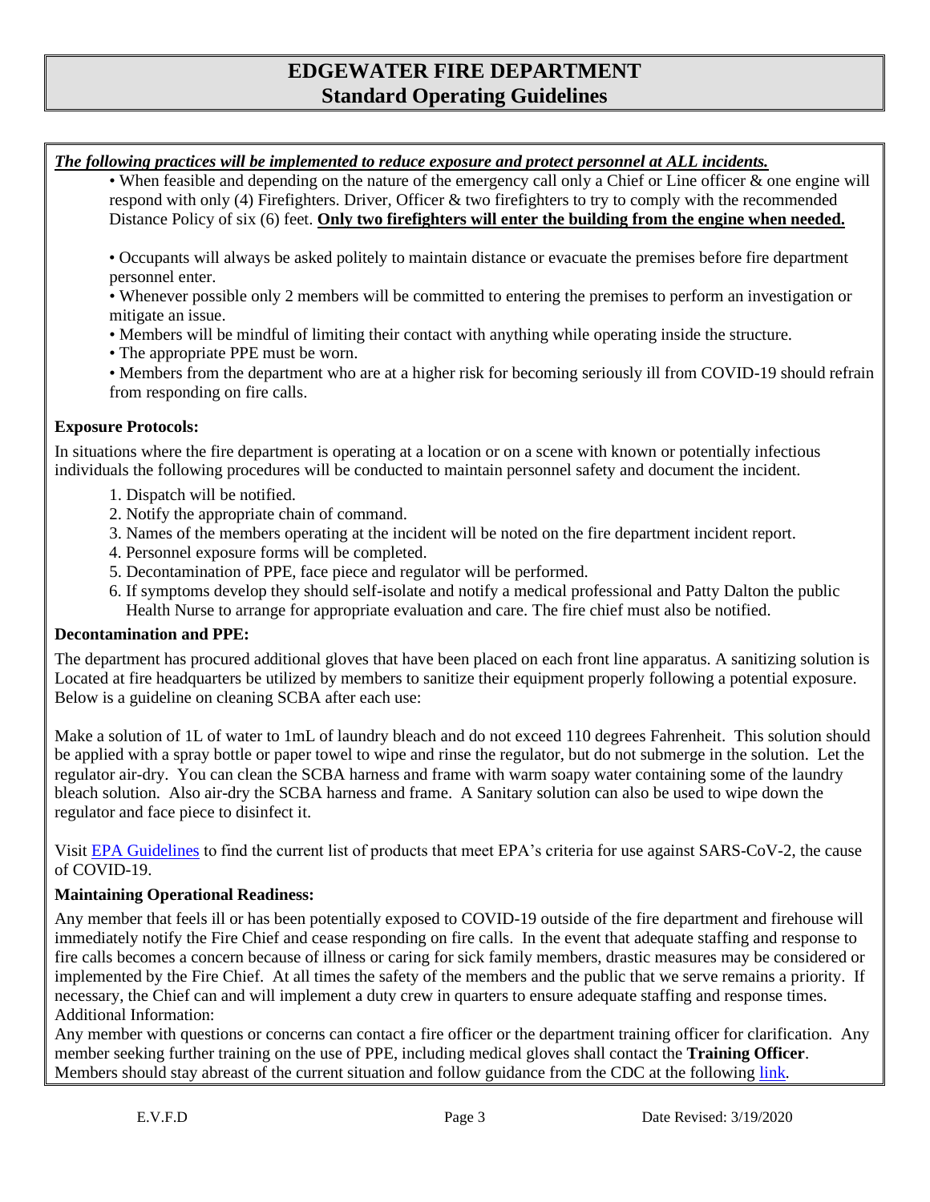# EDGEWATER FIRE DEPARTMENT
## Standard Operating Guidelines

***The following practices will be implemented to reduce exposure and protect personnel at ALL incidents.***

- When feasible and depending on the nature of the emergency call only a Chief or Line officer & one engine will respond with only (4) Firefighters. Driver, Officer & two firefighters to try to comply with the recommended Distance Policy of six (6) feet. **Only two firefighters will enter the building from the engine when needed.**

- Occupants will always be asked politely to maintain distance or evacuate the premises before fire department personnel enter.
- Whenever possible only 2 members will be committed to entering the premises to perform an investigation or mitigate an issue.
- Members will be mindful of limiting their contact with anything while operating inside the structure.
- The appropriate PPE must be worn.
- Members from the department who are at a higher risk for becoming seriously ill from COVID-19 should refrain from responding on fire calls.

**Exposure Protocols:**

In situations where the fire department is operating at a location or on a scene with known or potentially infectious individuals the following procedures will be conducted to maintain personnel safety and document the incident.

1. Dispatch will be notified.
2. Notify the appropriate chain of command.
3. Names of the members operating at the incident will be noted on the fire department incident report.
4. Personnel exposure forms will be completed.
5. Decontamination of PPE, face piece and regulator will be performed.
6. If symptoms develop they should self-isolate and notify a medical professional and Patty Dalton the public Health Nurse to arrange for appropriate evaluation and care. The fire chief must also be notified.

**Decontamination and PPE:**

The department has procured additional gloves that have been placed on each front line apparatus. A sanitizing solution is Located at fire headquarters be utilized by members to sanitize their equipment properly following a potential exposure. Below is a guideline on cleaning SCBA after each use:

Make a solution of 1L of water to 1mL of laundry bleach and do not exceed 110 degrees Fahrenheit. This solution should be applied with a spray bottle or paper towel to wipe and rinse the regulator, but do not submerge in the solution. Let the regulator air-dry. You can clean the SCBA harness and frame with warm soapy water containing some of the laundry bleach solution. Also air-dry the SCBA harness and frame. A Sanitary solution can also be used to wipe down the regulator and face piece to disinfect it.

Visit EPA Guidelines to find the current list of products that meet EPA's criteria for use against SARS-CoV-2, the cause of COVID-19.

**Maintaining Operational Readiness:**

Any member that feels ill or has been potentially exposed to COVID-19 outside of the fire department and firehouse will immediately notify the Fire Chief and cease responding on fire calls. In the event that adequate staffing and response to fire calls becomes a concern because of illness or caring for sick family members, drastic measures may be considered or implemented by the Fire Chief. At all times the safety of the members and the public that we serve remains a priority. If necessary, the Chief can and will implement a duty crew in quarters to ensure adequate staffing and response times.
Additional Information:

Any member with questions or concerns can contact a fire officer or the department training officer for clarification. Any member seeking further training on the use of PPE, including medical gloves shall contact the **Training Officer**. Members should stay abreast of the current situation and follow guidance from the CDC at the following link.

E.V.F.D Date Revised: 3/19/2020